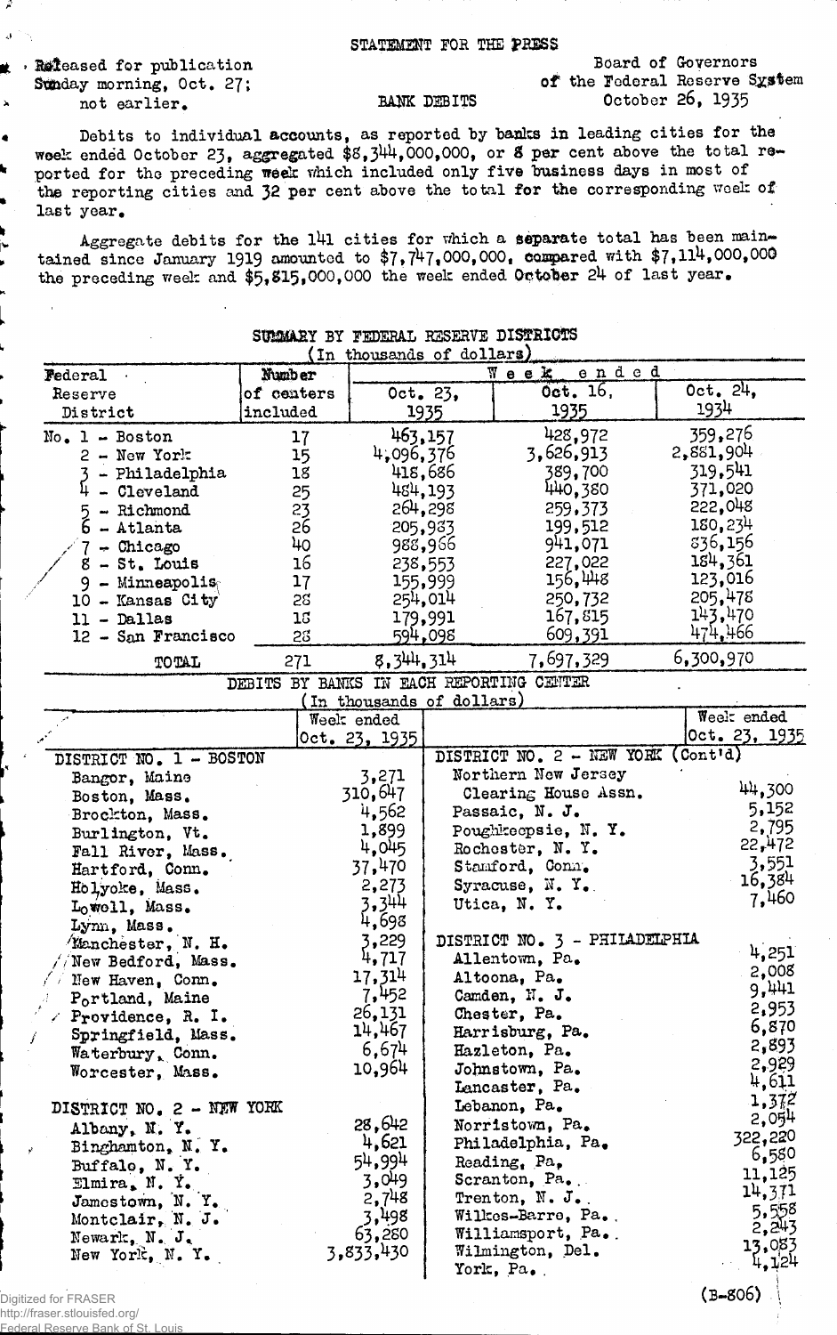STATEMENT FOR THE PRESS

Released for publication Sunday morning, Oct. 27; not earlier.

Board of Governors of the Federal Reserve System
October 26, 1935

BANK DEBITS

Debits to individual accounts, as reported by banks in leading cities for the week ended October 23, aggregated $8,344,000,000, or 8 per cent above the total reported for the preceding week which included only five business days in most of the reporting cities and 32 per cent above the total for the corresponding week of last year.

Aggregate debits for the 141 cities for which a separate total has been maintained since January 1919 amounted to $7,747,000,000, compared with $7,114,000,000 the preceding week and $5,815,000,000 the week ended October 24 of last year.

SUMMARY BY FEDERAL RESERVE DISTRICTS
(In thousands of dollars)

| Federal Reserve District | Number of centers included | Week ended Oct. 23, 1935 | Week ended Oct. 16, 1935 | Week ended Oct. 24, 1934 |
|---|---|---|---|---|
| No. 1 - Boston | 17 | 463,157 | 428,972 | 359,276 |
| 2 - New York | 15 | 4,096,376 | 3,626,913 | 2,881,904 |
| 3 - Philadelphia | 18 | 418,686 | 389,700 | 319,541 |
| 4 - Cleveland | 25 | 484,193 | 440,380 | 371,020 |
| 5 - Richmond | 23 | 264,298 | 259,373 | 222,048 |
| 6 - Atlanta | 26 | 205,983 | 199,512 | 180,234 |
| 7 - Chicago | 40 | 988,966 | 941,071 | 836,156 |
| 8 - St. Louis | 16 | 238,553 | 227,022 | 184,361 |
| 9 - Minneapolis | 17 | 155,999 | 156,448 | 123,016 |
| 10 - Kansas City | 28 | 254,014 | 250,732 | 205,478 |
| 11 - Dallas | 18 | 179,991 | 167,815 | 143,470 |
| 12 - San Francisco | 28 | 594,098 | 609,391 | 474,466 |
| TOTAL | 271 | 8,344,314 | 7,697,329 | 6,300,970 |

DEBITS BY BANKS IN EACH REPORTING CENTER
(In thousands of dollars)

| | Week ended Oct. 23, 1935 |
|---|---|
| **DISTRICT NO. 1 - BOSTON** | |
| Bangor, Maine | 3,271 |
| Boston, Mass. | 310,647 |
| Brockton, Mass. | 4,562 |
| Burlington, Vt. | 1,899 |
| Fall River, Mass. | 4,045 |
| Hartford, Conn. | 37,470 |
| Holyoke, Mass. | 2,273 |
| Lowell, Mass. | 3,344 |
| Lynn, Mass. | 4,698 |
| Manchester, N. H. | 3,229 |
| New Bedford, Mass. | 4,717 |
| New Haven, Conn. | 17,314 |
| Portland, Maine | 7,452 |
| Providence, R. I. | 26,131 |
| Springfield, Mass. | 14,467 |
| Waterbury, Conn. | 6,674 |
| Worcester, Mass. | 10,964 |
| **DISTRICT NO. 2 - NEW YORK** | |
| Albany, N. Y. | 28,642 |
| Binghamton, N. Y. | 4,621 |
| Buffalo, N. Y. | 54,994 |
| Elmira, N. Y. | 3,049 |
| Jamestown, N. Y. | 2,748 |
| Montclair, N. J. | 3,498 |
| Newark, N. J. | 63,280 |
| New York, N. Y. | 3,833,430 |
| **DISTRICT NO. 2 - NEW YORK (Cont'd)** | |
| Northern New Jersey Clearing House Assn. | 44,300 |
| Passaic, N. J. | 5,152 |
| Poughkeepsie, N. Y. | 2,795 |
| Rochester, N. Y. | 22,472 |
| Stamford, Conn. | 3,551 |
| Syracuse, N. Y. | 16,384 |
| Utica, N. Y. | 7,460 |
| **DISTRICT NO. 3 - PHILADELPHIA** | |
| Allentown, Pa. | 4,251 |
| Altoona, Pa. | 2,008 |
| Camden, N. J. | 9,441 |
| Chester, Pa. | 2,953 |
| Harrisburg, Pa. | 6,870 |
| Hazleton, Pa. | 2,893 |
| Johnstown, Pa. | 2,929 |
| Lancaster, Pa. | 4,611 |
| Lebanon, Pa. | 1,372 |
| Norristown, Pa. | 2,054 |
| Philadelphia, Pa. | 322,220 |
| Reading, Pa. | 6,580 |
| Scranton, Pa. | 11,125 |
| Trenton, N. J. | 14,371 |
| Wilkes-Barre, Pa. | 5,558 |
| Williamsport, Pa. | 2,243 |
| Wilmington, Del. | 13,083 |
| York, Pa. | 4,124 |

(B-806)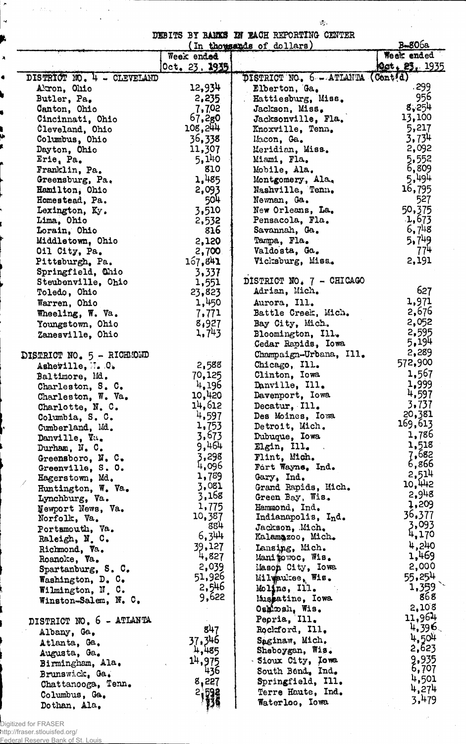DEBITS BY BANKS IN EACH REPORTING CENTER

(In thousands of dollars)

B-806a

| | Week ended Oct. 23, 1935 |
|---|---|
| **DISTRICT NO. 4 - CLEVELAND** | |
| Akron, Ohio | 12,934 |
| Butler, Pa. | 2,235 |
| Canton, Ohio | 7,702 |
| Cincinnati, Ohio | 67,280 |
| Cleveland, Ohio | 108,244 |
| Columbus, Ohio | 36,338 |
| Dayton, Ohio | 11,307 |
| Erie, Pa. | 5,140 |
| Franklin, Pa. | 810 |
| Greensburg, Pa. | 1,485 |
| Hamilton, Ohio | 2,093 |
| Homestead, Pa. | 504 |
| Lexington, Ky. | 3,510 |
| Lima, Ohio | 2,532 |
| Lorain, Ohio | 816 |
| Middletown, Ohio | 2,120 |
| Oil City, Pa. | 2,700 |
| Pittsburgh, Pa. | 167,841 |
| Springfield, Ohio | 3,337 |
| Steubenville, Ohio | 1,551 |
| Toledo, Ohio | 23,823 |
| Warren, Ohio | 1,450 |
| Wheeling, W. Va. | 7,771 |
| Youngstown, Ohio | 8,927 |
| Zanesville, Ohio | 1,743 |
| **DISTRICT NO. 5 - RICHMOND** | |
| Asheville, N. C. | 2,588 |
| Baltimore, Md. | 70,125 |
| Charleston, S. C. | 4,196 |
| Charleston, W. Va. | 10,420 |
| Charlotte, N. C. | 14,612 |
| Columbia, S. C. | 4,597 |
| Cumberland, Md. | 1,753 |
| Danville, Va. | 3,673 |
| Durham, N. C. | 9,464 |
| Greensboro, N. C. | 3,298 |
| Greenville, S. C. | 4,096 |
| Hagerstown, Md. | 1,789 |
| Huntington, W. Va. | 3,081 |
| Lynchburg, Va. | 3,168 |
| Newport News, Va. | 1,775 |
| Norfolk, Va. | 10,387 |
| Portsmouth, Va. | 884 |
| Raleigh, N. C. | 6,344 |
| Richmond, Va. | 39,127 |
| Roanoke, Va. | 4,827 |
| Spartanburg, S. C. | 2,039 |
| Washington, D. C. | 51,926 |
| Wilmington, N. C. | 2,546 |
| Winston-Salem, N. C. | 9,622 |
| **DISTRICT NO. 6 - ATLANTA** | |
| Albany, Ga. | 847 |
| Atlanta, Ga. | 37,346 |
| Augusta, Ga. | 4,485 |
| Birmingham, Ala. | 14,975 |
| Brunswick, Ga. | 436 |
| Chattanooga, Tenn. | 8,227 |
| Columbus, Ga. | 2,592 |
| Dothan, Ala. | 338 |

| | Week ended Oct. 23, 1935 |
|---|---|
| **DISTRICT NO. 6 - ATLANTA (Cont'd)** | |
| Elberton, Ga. | 299 |
| Hattiesburg, Miss. | 956 |
| Jackson, Miss. | 8,254 |
| Jacksonville, Fla. | 13,100 |
| Knoxville, Tenn. | 5,217 |
| Macon, Ga. | 3,734 |
| Meridian, Miss. | 2,092 |
| Miami, Fla. | 5,552 |
| Mobile, Ala. | 6,809 |
| Montgomery, Ala. | 5,494 |
| Nashville, Tenn. | 16,795 |
| Newnan, Ga. | 527 |
| New Orleans, La. | 50,375 |
| Pensacola, Fla. | 1,673 |
| Savannah, Ga. | 6,748 |
| Tampa, Fla. | 5,749 |
| Valdosta, Ga. | 774 |
| Vicksburg, Miss. | 2,191 |
| **DISTRICT NO. 7 - CHICAGO** | |
| Adrian, Mich. | 627 |
| Aurora, Ill. | 1,971 |
| Battle Creek, Mich. | 2,676 |
| Bay City, Mich. | 2,052 |
| Bloomington, Ill. | 2,595 |
| Cedar Rapids, Iowa | 5,194 |
| Champaign-Urbana, Ill. | 2,289 |
| Chicago, Ill. | 572,900 |
| Clinton, Iowa | 1,567 |
| Danville, Ill. | 1,999 |
| Davenport, Iowa | 4,597 |
| Decatur, Ill. | 3,737 |
| Des Moines, Iowa | 20,381 |
| Detroit, Mich. | 169,613 |
| Dubuque, Iowa | 1,786 |
| Elgin, Ill. | 1,518 |
| Flint, Mich. | 7,682 |
| Fort Wayne, Ind. | 6,866 |
| Gary, Ind. | 2,514 |
| Grand Rapids, Mich. | 10,442 |
| Green Bay, Wis. | 2,948 |
| Hammond, Ind. | 1,209 |
| Indianapolis, Ind. | 36,377 |
| Jackson, Mich. | 3,093 |
| Kalamazoo, Mich. | 4,170 |
| Lansing, Mich. | 4,240 |
| Manitowoc, Wis. | 1,469 |
| Mason City, Iowa | 2,000 |
| Milwaukee, Wis. | 55,254 |
| Moline, Ill. | 1,359 |
| Muscatine, Iowa | 868 |
| Oshkosh, Wis. | 2,108 |
| Peoria, Ill. | 11,964 |
| Rockford, Ill. | 4,396 |
| Saginaw, Mich. | 4,504 |
| Sheboygan, Wis. | 2,623 |
| Sioux City, Iowa | 9,935 |
| South Bend, Ind. | 6,707 |
| Springfield, Ill. | 4,501 |
| Terre Haute, Ind. | 4,274 |
| Waterloo, Iowa | 3,479 |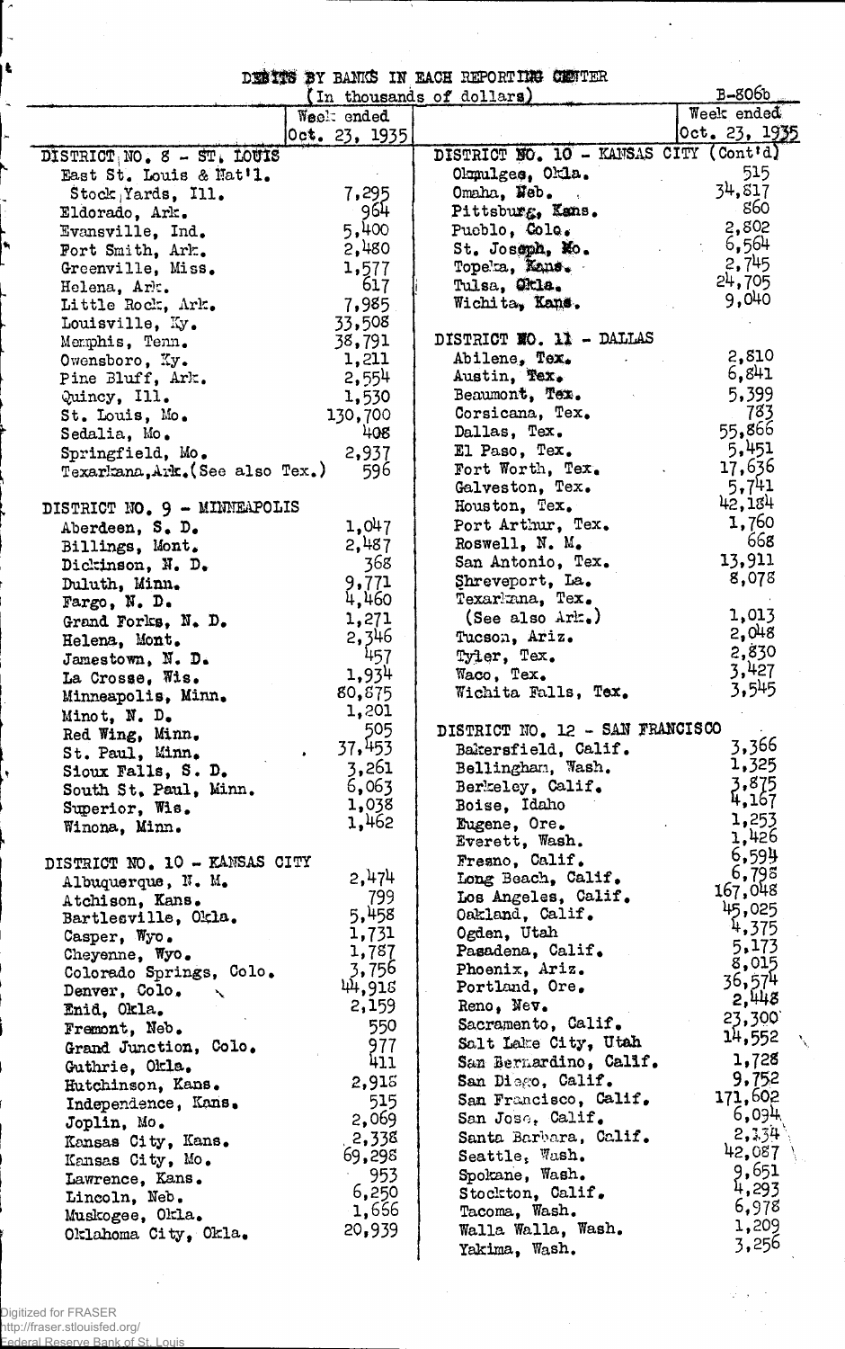## DEBITS BY BANKS IN EACH REPORTING CENTER

(In thousands of dollars)

B-806b

| | Week ended Oct. 23, 1935 |
|---|---|
| **DISTRICT NO. 8 - ST. LOUIS** | |
| East St. Louis & Nat'l. Stock Yards, Ill. | 7,295 |
| Eldorado, Ark. | 964 |
| Evansville, Ind. | 5,400 |
| Fort Smith, Ark. | 2,480 |
| Greenville, Miss. | 1,577 |
| Helena, Ark. | 617 |
| Little Rock, Ark. | 7,985 |
| Louisville, Ky. | 33,508 |
| Memphis, Tenn. | 38,791 |
| Owensboro, Ky. | 1,211 |
| Pine Bluff, Ark. | 2,554 |
| Quincy, Ill. | 1,530 |
| St. Louis, Mo. | 130,700 |
| Sedalia, Mo. | 408 |
| Springfield, Mo. | 2,937 |
| Texarkana, Ark. (See also Tex.) | 596 |
| **DISTRICT NO. 9 - MINNEAPOLIS** | |
| Aberdeen, S. D. | 1,047 |
| Billings, Mont. | 2,487 |
| Dickinson, N. D. | 368 |
| Duluth, Minn. | 9,771 |
| Fargo, N. D. | 4,460 |
| Grand Forks, N. D. | 1,271 |
| Helena, Mont. | 2,346 |
| Jamestown, N. D. | 457 |
| La Crosse, Wis. | 1,934 |
| Minneapolis, Minn. | 80,875 |
| Minot, N. D. | 1,201 |
| Red Wing, Minn. | 505 |
| St. Paul, Minn. | 37,453 |
| Sioux Falls, S. D. | 3,261 |
| South St. Paul, Minn. | 6,063 |
| Superior, Wis. | 1,038 |
| Winona, Minn. | 1,462 |
| **DISTRICT NO. 10 - KANSAS CITY** | |
| Albuquerque, N. M. | 2,474 |
| Atchison, Kans. | 799 |
| Bartlesville, Okla. | 5,458 |
| Casper, Wyo. | 1,731 |
| Cheyenne, Wyo. | 1,787 |
| Colorado Springs, Colo. | 3,756 |
| Denver, Colo. | 44,918 |
| Enid, Okla. | 2,159 |
| Fremont, Neb. | 550 |
| Grand Junction, Colo. | 977 |
| Guthrie, Okla. | 411 |
| Hutchinson, Kans. | 2,918 |
| Independence, Kans. | 515 |
| Joplin, Mo. | 2,069 |
| Kansas City, Kans. | 2,338 |
| Kansas City, Mo. | 69,298 |
| Lawrence, Kans. | 953 |
| Lincoln, Neb. | 6,250 |
| Muskogee, Okla. | 1,666 |
| Oklahoma City, Okla. | 20,939 |

| | Week ended Oct. 23, 1935 |
|---|---|
| **DISTRICT NO. 10 - KANSAS CITY (Cont'd)** | |
| Okmulgee, Okla. | 515 |
| Omaha, Neb. | 34,817 |
| Pittsburg, Kans. | 860 |
| Pueblo, Colo. | 2,802 |
| St. Joseph, Mo. | 6,564 |
| Topeka, Kans. | 2,745 |
| Tulsa, Okla. | 24,705 |
| Wichita, Kans. | 9,040 |
| **DISTRICT NO. 11 - DALLAS** | |
| Abilene, Tex. | 2,810 |
| Austin, Tex. | 6,841 |
| Beaumont, Tex. | 5,399 |
| Corsicana, Tex. | 783 |
| Dallas, Tex. | 55,866 |
| El Paso, Tex. | 5,451 |
| Fort Worth, Tex. | 17,636 |
| Galveston, Tex. | 5,741 |
| Houston, Tex. | 42,184 |
| Port Arthur, Tex. | 1,760 |
| Roswell, N. M. | 668 |
| San Antonio, Tex. | 13,911 |
| Shreveport, La. | 8,078 |
| Texarkana, Tex. (See also Ark.) | 1,013 |
| Tucson, Ariz. | 2,048 |
| Tyler, Tex. | 2,830 |
| Waco, Tex. | 3,427 |
| Wichita Falls, Tex. | 3,545 |
| **DISTRICT NO. 12 - SAN FRANCISCO** | |
| Bakersfield, Calif. | 3,366 |
| Bellingham, Wash. | 1,325 |
| Berkeley, Calif. | 3,875 |
| Boise, Idaho | 4,167 |
| Eugene, Ore. | 1,253 |
| Everett, Wash. | 1,426 |
| Fresno, Calif. | 6,594 |
| Long Beach, Calif. | 6,798 |
| Los Angeles, Calif. | 167,048 |
| Oakland, Calif. | 45,025 |
| Ogden, Utah | 4,375 |
| Pasadena, Calif. | 5,173 |
| Phoenix, Ariz. | 8,015 |
| Portland, Ore. | 36,574 |
| Reno, Nev. | 2,448 |
| Sacramento, Calif. | 23,300 |
| Salt Lake City, Utah | 14,552 |
| San Bernardino, Calif. | 1,728 |
| San Diego, Calif. | 9,752 |
| San Francisco, Calif. | 171,602 |
| San Jose, Calif. | 6,094 |
| Santa Barbara, Calif. | 2,334 |
| Seattle, Wash. | 42,087 |
| Spokane, Wash. | 9,651 |
| Stockton, Calif. | 4,293 |
| Tacoma, Wash. | 6,978 |
| Walla Walla, Wash. | 1,209 |
| Yakima, Wash. | 3,256 |